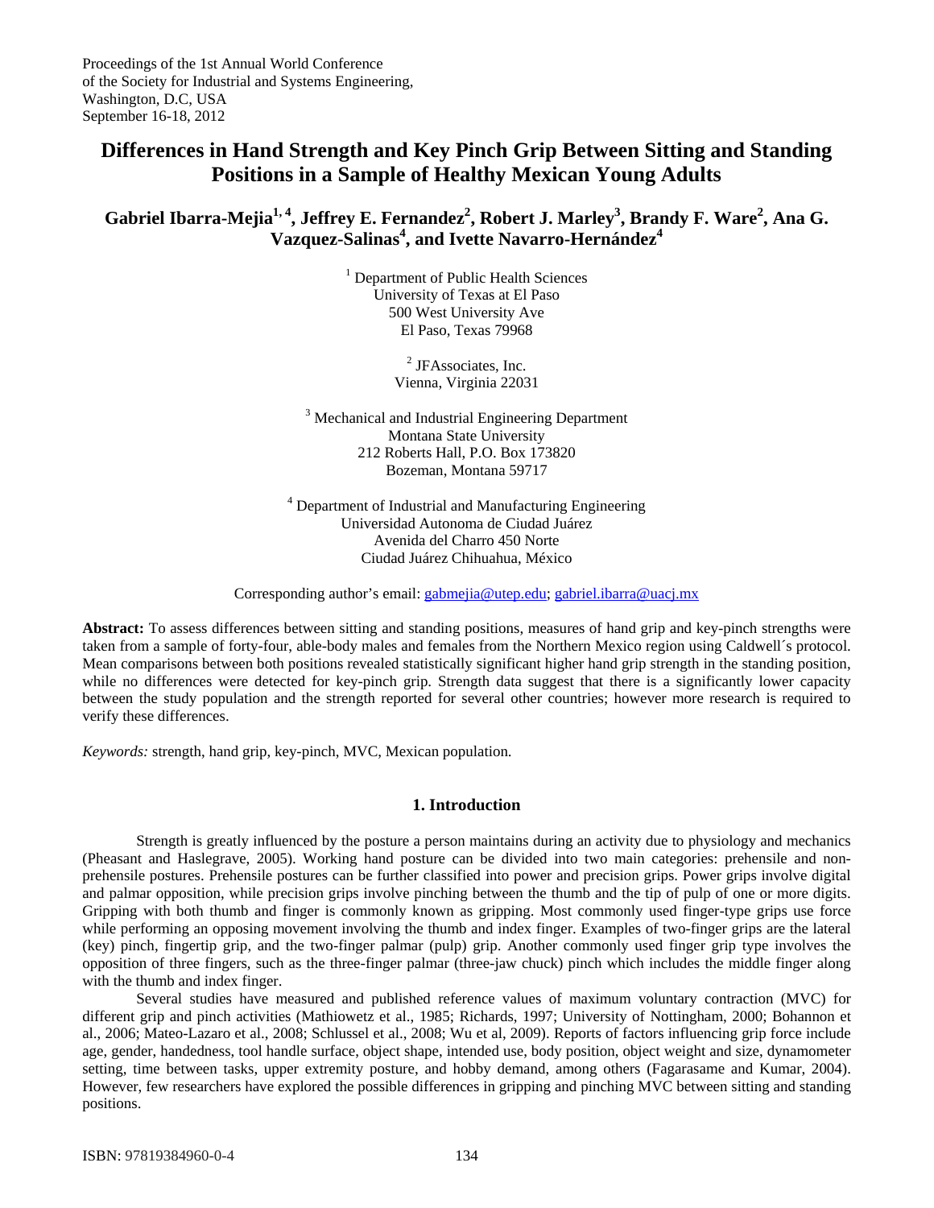Proceedings of the 1st Annual World Conference
of the Society for Industrial and Systems Engineering,
Washington, D.C, USA
September 16-18, 2012

# Differences in Hand Strength and Key Pinch Grip Between Sitting and Standing Positions in a Sample of Healthy Mexican Young Adults

**Gabriel Ibarra-Mejia[1, 4], Jeffrey E. Fernandez[2], Robert J. Marley[3], Brandy F. Ware[2], Ana G. Vazquez-Salinas[4], and Ivette Navarro-Hernández[4]**

[1] Department of Public Health Sciences
University of Texas at El Paso
500 West University Ave
El Paso, Texas 79968

[2] JFAssociates, Inc.
Vienna, Virginia 22031

[3] Mechanical and Industrial Engineering Department
Montana State University
212 Roberts Hall, P.O. Box 173820
Bozeman, Montana 59717

[4] Department of Industrial and Manufacturing Engineering
Universidad Autonoma de Ciudad Juárez
Avenida del Charro 450 Norte
Ciudad Juárez Chihuahua, México

Corresponding author's email: gabmejia@utep.edu; gabriel.ibarra@uacj.mx

**Abstract:** To assess differences between sitting and standing positions, measures of hand grip and key-pinch strengths were taken from a sample of forty-four, able-body males and females from the Northern Mexico region using Caldwell´s protocol. Mean comparisons between both positions revealed statistically significant higher hand grip strength in the standing position, while no differences were detected for key-pinch grip. Strength data suggest that there is a significantly lower capacity between the study population and the strength reported for several other countries; however more research is required to verify these differences.

*Keywords:* strength, hand grip, key-pinch, MVC, Mexican population.

## 1. Introduction

Strength is greatly influenced by the posture a person maintains during an activity due to physiology and mechanics (Pheasant and Haslegrave, 2005). Working hand posture can be divided into two main categories: prehensile and non-prehensile postures. Prehensile postures can be further classified into power and precision grips. Power grips involve digital and palmar opposition, while precision grips involve pinching between the thumb and the tip of pulp of one or more digits. Gripping with both thumb and finger is commonly known as gripping. Most commonly used finger-type grips use force while performing an opposing movement involving the thumb and index finger. Examples of two-finger grips are the lateral (key) pinch, fingertip grip, and the two-finger palmar (pulp) grip. Another commonly used finger grip type involves the opposition of three fingers, such as the three-finger palmar (three-jaw chuck) pinch which includes the middle finger along with the thumb and index finger.

Several studies have measured and published reference values of maximum voluntary contraction (MVC) for different grip and pinch activities (Mathiowetz et al., 1985; Richards, 1997; University of Nottingham, 2000; Bohannon et al., 2006; Mateo-Lazaro et al., 2008; Schlussel et al., 2008; Wu et al, 2009). Reports of factors influencing grip force include age, gender, handedness, tool handle surface, object shape, intended use, body position, object weight and size, dynamometer setting, time between tasks, upper extremity posture, and hobby demand, among others (Fagarasame and Kumar, 2004). However, few researchers have explored the possible differences in gripping and pinching MVC between sitting and standing positions.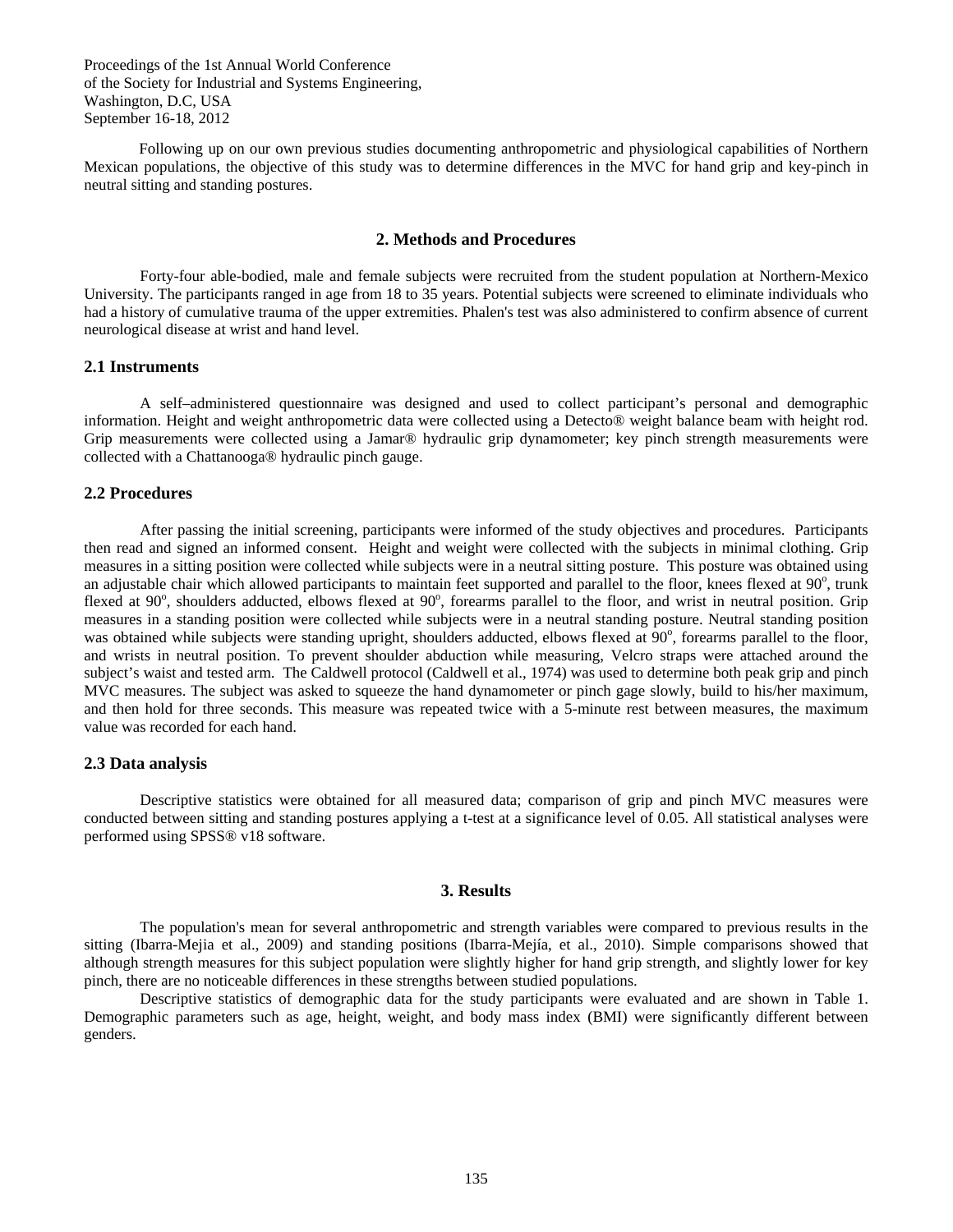Following up on our own previous studies documenting anthropometric and physiological capabilities of Northern Mexican populations, the objective of this study was to determine differences in the MVC for hand grip and key-pinch in neutral sitting and standing postures.

## 2. Methods and Procedures

Forty-four able-bodied, male and female subjects were recruited from the student population at Northern-Mexico University. The participants ranged in age from 18 to 35 years. Potential subjects were screened to eliminate individuals who had a history of cumulative trauma of the upper extremities. Phalen's test was also administered to confirm absence of current neurological disease at wrist and hand level.

### 2.1 Instruments

A self–administered questionnaire was designed and used to collect participant's personal and demographic information. Height and weight anthropometric data were collected using a Detecto® weight balance beam with height rod. Grip measurements were collected using a Jamar® hydraulic grip dynamometer; key pinch strength measurements were collected with a Chattanooga® hydraulic pinch gauge.

### 2.2 Procedures

After passing the initial screening, participants were informed of the study objectives and procedures. Participants then read and signed an informed consent. Height and weight were collected with the subjects in minimal clothing. Grip measures in a sitting position were collected while subjects were in a neutral sitting posture. This posture was obtained using an adjustable chair which allowed participants to maintain feet supported and parallel to the floor, knees flexed at 90°, trunk flexed at 90°, shoulders adducted, elbows flexed at 90°, forearms parallel to the floor, and wrist in neutral position. Grip measures in a standing position were collected while subjects were in a neutral standing posture. Neutral standing position was obtained while subjects were standing upright, shoulders adducted, elbows flexed at 90°, forearms parallel to the floor, and wrists in neutral position. To prevent shoulder abduction while measuring, Velcro straps were attached around the subject's waist and tested arm. The Caldwell protocol (Caldwell et al., 1974) was used to determine both peak grip and pinch MVC measures. The subject was asked to squeeze the hand dynamometer or pinch gage slowly, build to his/her maximum, and then hold for three seconds. This measure was repeated twice with a 5-minute rest between measures, the maximum value was recorded for each hand.

### 2.3 Data analysis

Descriptive statistics were obtained for all measured data; comparison of grip and pinch MVC measures were conducted between sitting and standing postures applying a t-test at a significance level of 0.05. All statistical analyses were performed using SPSS® v18 software.

## 3. Results

The population's mean for several anthropometric and strength variables were compared to previous results in the sitting (Ibarra-Mejia et al., 2009) and standing positions (Ibarra-Mejía, et al., 2010). Simple comparisons showed that although strength measures for this subject population were slightly higher for hand grip strength, and slightly lower for key pinch, there are no noticeable differences in these strengths between studied populations.

Descriptive statistics of demographic data for the study participants were evaluated and are shown in Table 1. Demographic parameters such as age, height, weight, and body mass index (BMI) were significantly different between genders.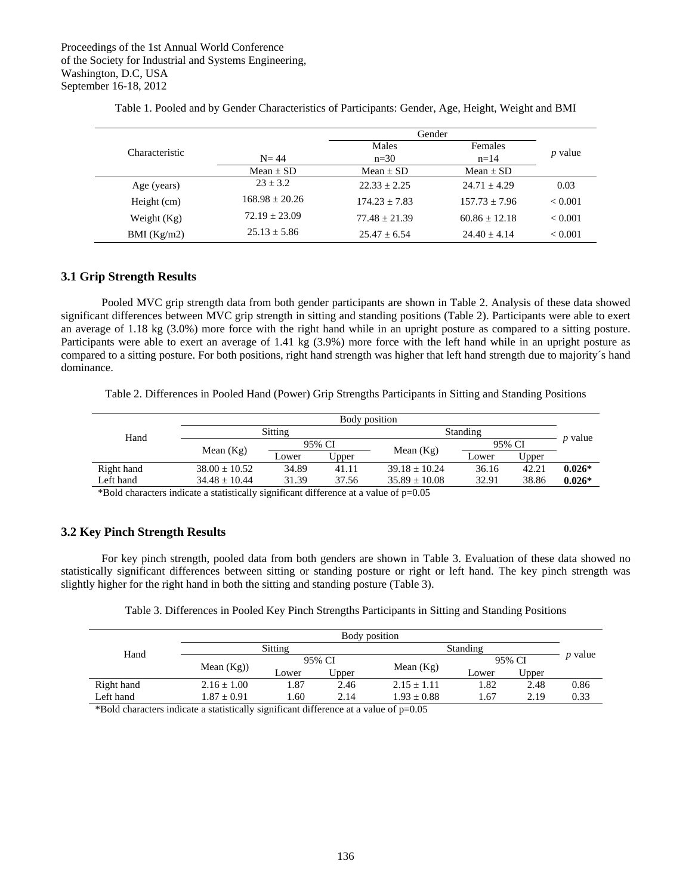Table 1. Pooled and by Gender Characteristics of Participants: Gender, Age, Height, Weight and BMI

| Characteristic | N= 44 | Gender | | *p* value |
|---|---|---|---|---|
| | | Males n=30 | Females n=14 | |
| | Mean ± SD | Mean ± SD | Mean ± SD | |
| Age (years) | 23 ± 3.2 | 22.33 ± 2.25 | 24.71 ± 4.29 | 0.03 |
| Height (cm) | 168.98 ± 20.26 | 174.23 ± 7.83 | 157.73 ± 7.96 | < 0.001 |
| Weight (Kg) | 72.19 ± 23.09 | 77.48 ± 21.39 | 60.86 ± 12.18 | < 0.001 |
| BMI (Kg/m2) | 25.13 ± 5.86 | 25.47 ± 6.54 | 24.40 ± 4.14 | < 0.001 |

### 3.1 Grip Strength Results

Pooled MVC grip strength data from both gender participants are shown in Table 2. Analysis of these data showed significant differences between MVC grip strength in sitting and standing positions (Table 2). Participants were able to exert an average of 1.18 kg (3.0%) more force with the right hand while in an upright posture as compared to a sitting posture. Participants were able to exert an average of 1.41 kg (3.9%) more force with the left hand while in an upright posture as compared to a sitting posture. For both positions, right hand strength was higher that left hand strength due to majority´s hand dominance.

Table 2. Differences in Pooled Hand (Power) Grip Strengths Participants in Sitting and Standing Positions

| Hand | Body position | | | | | | *p* value |
|---|---|---|---|---|---|---|---|
| | Sitting | | | Standing | | | |
| | Mean (Kg) | 95% CI | | Mean (Kg) | 95% CI | | |
| | | Lower | Upper | | Lower | Upper | |
| Right hand | 38.00 ± 10.52 | 34.89 | 41.11 | 39.18 ± 10.24 | 36.16 | 42.21 | **0.026*** |
| Left hand | 34.48 ± 10.44 | 31.39 | 37.56 | 35.89 ± 10.08 | 32.91 | 38.86 | **0.026*** |

*Bold characters indicate a statistically significant difference at a value of p=0.05

### 3.2 Key Pinch Strength Results

For key pinch strength, pooled data from both genders are shown in Table 3. Evaluation of these data showed no statistically significant differences between sitting or standing posture or right or left hand. The key pinch strength was slightly higher for the right hand in both the sitting and standing posture (Table 3).

Table 3. Differences in Pooled Key Pinch Strengths Participants in Sitting and Standing Positions

| Hand | Body position | | | | | | *p* value |
|---|---|---|---|---|---|---|---|
| | Sitting | | | Standing | | | |
| | Mean (Kg)) | 95% CI | | Mean (Kg) | 95% CI | | |
| | | Lower | Upper | | Lower | Upper | |
| Right hand | 2.16 ± 1.00 | 1.87 | 2.46 | 2.15 ± 1.11 | 1.82 | 2.48 | 0.86 |
| Left hand | 1.87 ± 0.91 | 1.60 | 2.14 | 1.93 ± 0.88 | 1.67 | 2.19 | 0.33 |

*Bold characters indicate a statistically significant difference at a value of p=0.05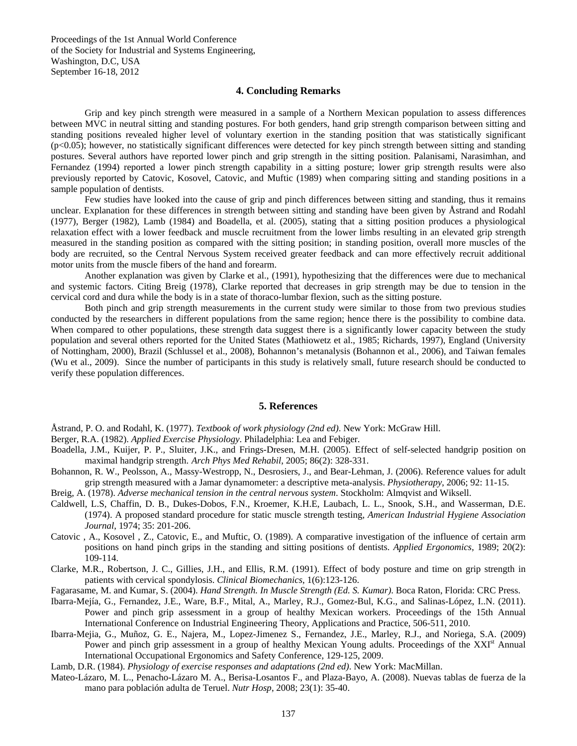## 4. Concluding Remarks

Grip and key pinch strength were measured in a sample of a Northern Mexican population to assess differences between MVC in neutral sitting and standing postures. For both genders, hand grip strength comparison between sitting and standing positions revealed higher level of voluntary exertion in the standing position that was statistically significant ($p<0.05$); however, no statistically significant differences were detected for key pinch strength between sitting and standing postures. Several authors have reported lower pinch and grip strength in the sitting position. Palanisami, Narasimhan, and Fernandez (1994) reported a lower pinch strength capability in a sitting posture; lower grip strength results were also previously reported by Catovic, Kosovel, Catovic, and Muftic (1989) when comparing sitting and standing positions in a sample population of dentists.

Few studies have looked into the cause of grip and pinch differences between sitting and standing, thus it remains unclear. Explanation for these differences in strength between sitting and standing have been given by Åstrand and Rodahl (1977), Berger (1982), Lamb (1984) and Boadella, et al. (2005), stating that a sitting position produces a physiological relaxation effect with a lower feedback and muscle recruitment from the lower limbs resulting in an elevated grip strength measured in the standing position as compared with the sitting position; in standing position, overall more muscles of the body are recruited, so the Central Nervous System received greater feedback and can more effectively recruit additional motor units from the muscle fibers of the hand and forearm.

Another explanation was given by Clarke et al., (1991), hypothesizing that the differences were due to mechanical and systemic factors. Citing Breig (1978), Clarke reported that decreases in grip strength may be due to tension in the cervical cord and dura while the body is in a state of thoraco-lumbar flexion, such as the sitting posture.

Both pinch and grip strength measurements in the current study were similar to those from two previous studies conducted by the researchers in different populations from the same region; hence there is the possibility to combine data. When compared to other populations, these strength data suggest there is a significantly lower capacity between the study population and several others reported for the United States (Mathiowetz et al., 1985; Richards, 1997), England (University of Nottingham, 2000), Brazil (Schlussel et al., 2008), Bohannon's metanalysis (Bohannon et al., 2006), and Taiwan females (Wu et al., 2009). Since the number of participants in this study is relatively small, future research should be conducted to verify these population differences.

## 5. References

Åstrand, P. O. and Rodahl, K. (1977). *Textbook of work physiology (2nd ed)*. New York: McGraw Hill.

Berger, R.A. (1982). *Applied Exercise Physiology*. Philadelphia: Lea and Febiger.

Boadella, J.M., Kuijer, P. P., Sluiter, J.K., and Frings-Dresen, M.H. (2005). Effect of self-selected handgrip position on maximal handgrip strength. *Arch Phys Med Rehabil*, 2005; 86(2): 328-331.

Bohannon, R. W., Peolsson, A., Massy-Westropp, N., Desrosiers, J., and Bear-Lehman, J. (2006). Reference values for adult grip strength measured with a Jamar dynamometer: a descriptive meta-analysis. *Physiotherapy*, 2006; 92: 11-15.

Breig, A. (1978). *Adverse mechanical tension in the central nervous system*. Stockholm: Almqvist and Wiksell.

Caldwell, L.S, Chaffin, D. B., Dukes-Dobos, F.N., Kroemer, K.H.E, Laubach, L. L., Snook, S.H., and Wasserman, D.E. (1974). A proposed standard procedure for static muscle strength testing, *American Industrial Hygiene Association Journal*, 1974; 35: 201-206.

Catovic , A., Kosovel , Z., Catovic, E., and Muftic, O. (1989). A comparative investigation of the influence of certain arm positions on hand pinch grips in the standing and sitting positions of dentists. *Applied Ergonomics*, 1989; 20(2): 109-114.

Clarke, M.R., Robertson, J. C., Gillies, J.H., and Ellis, R.M. (1991). Effect of body posture and time on grip strength in patients with cervical spondylosis. *Clinical Biomechanics*, 1(6):123-126.

Fagarasame, M. and Kumar, S. (2004). *Hand Strength. In Muscle Strength (Ed. S. Kumar)*. Boca Raton, Florida: CRC Press.

Ibarra-Mejía, G., Fernandez, J.E., Ware, B.F., Mital, A., Marley, R.J., Gomez-Bul, K.G., and Salinas-López, I..N. (2011). Power and pinch grip assessment in a group of healthy Mexican workers. Proceedings of the 15th Annual International Conference on Industrial Engineering Theory, Applications and Practice, 506-511, 2010.

Ibarra-Mejia, G., Muñoz, G. E., Najera, M., Lopez-Jimenez S., Fernandez, J.E., Marley, R.J., and Noriega, S.A. (2009) Power and pinch grip assessment in a group of healthy Mexican Young adults. Proceedings of the XXI[st] Annual International Occupational Ergonomics and Safety Conference, 129-125, 2009.

Lamb, D.R. (1984). *Physiology of exercise responses and adaptations (2nd ed)*. New York: MacMillan.

Mateo-Lázaro, M. L., Penacho-Lázaro M. A., Berisa-Losantos F., and Plaza-Bayo, A. (2008). Nuevas tablas de fuerza de la mano para población adulta de Teruel. *Nutr Hosp*, 2008; 23(1): 35-40.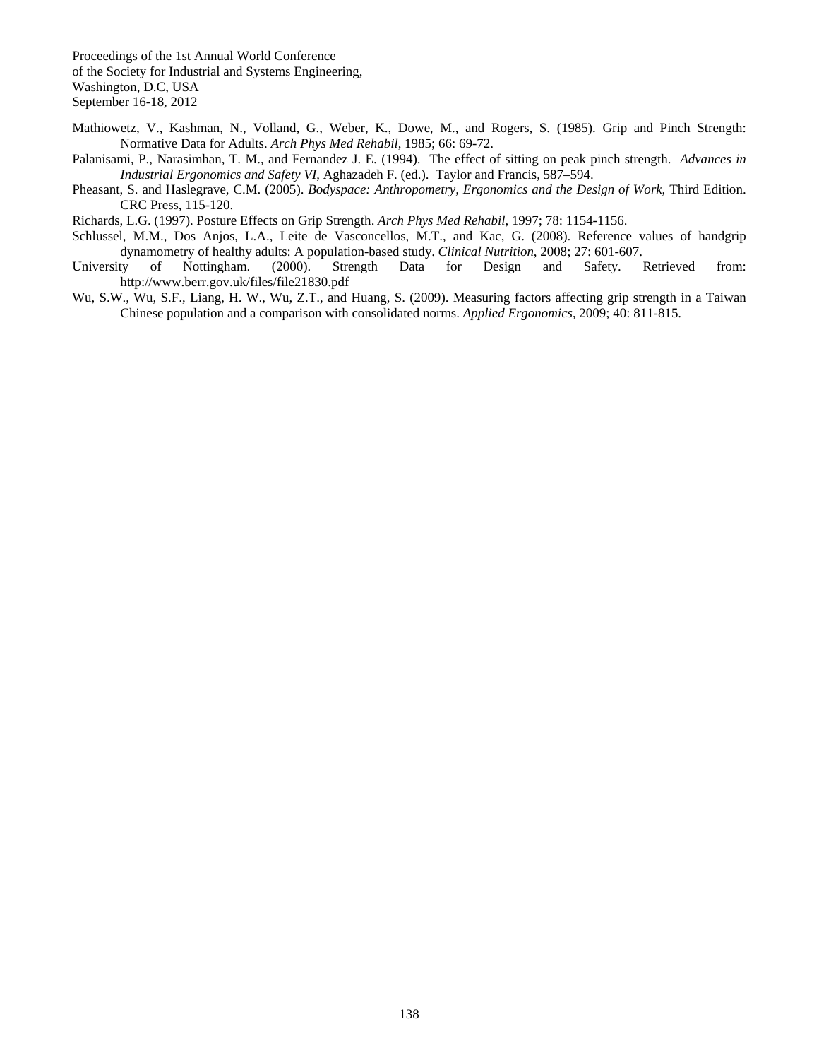Mathiowetz, V., Kashman, N., Volland, G., Weber, K., Dowe, M., and Rogers, S. (1985). Grip and Pinch Strength: Normative Data for Adults. *Arch Phys Med Rehabil*, 1985; 66: 69-72.

Palanisami, P., Narasimhan, T. M., and Fernandez J. E. (1994). The effect of sitting on peak pinch strength. *Advances in Industrial Ergonomics and Safety VI*, Aghazadeh F. (ed.). Taylor and Francis, 587–594.

Pheasant, S. and Haslegrave, C.M. (2005). *Bodyspace: Anthropometry, Ergonomics and the Design of Work*, Third Edition. CRC Press, 115-120.

Richards, L.G. (1997). Posture Effects on Grip Strength. *Arch Phys Med Rehabil*, 1997; 78: 1154-1156.

Schlussel, M.M., Dos Anjos, L.A., Leite de Vasconcellos, M.T., and Kac, G. (2008). Reference values of handgrip dynamometry of healthy adults: A population-based study. *Clinical Nutrition*, 2008; 27: 601-607.

University of Nottingham. (2000). Strength Data for Design and Safety. Retrieved from: http://www.berr.gov.uk/files/file21830.pdf

Wu, S.W., Wu, S.F., Liang, H. W., Wu, Z.T., and Huang, S. (2009). Measuring factors affecting grip strength in a Taiwan Chinese population and a comparison with consolidated norms. *Applied Ergonomics*, 2009; 40: 811-815.